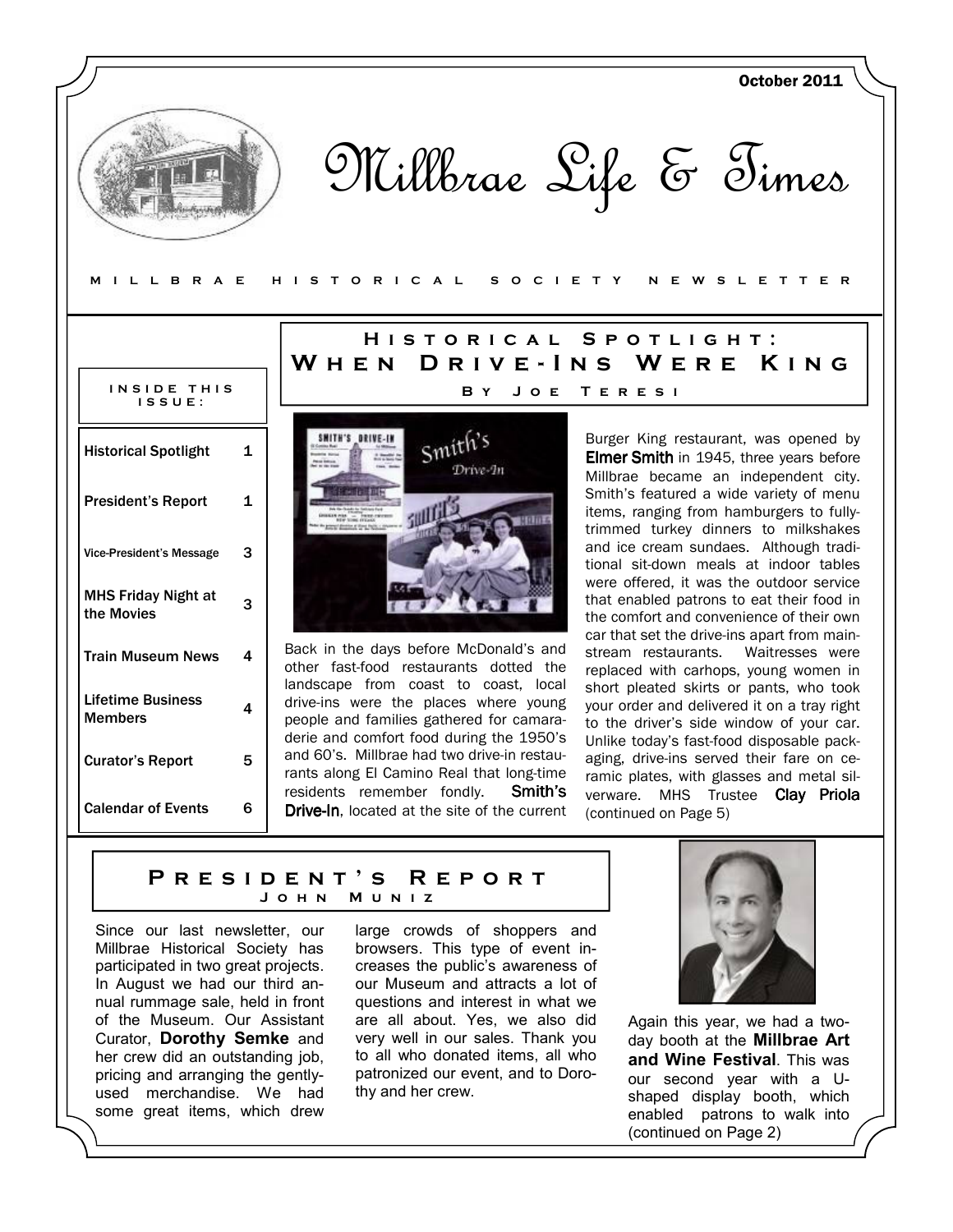October 2011

# Millbrae Life & Times

MILLBRAE HISTORICAL SOCIETY NEWSLETTER

**INSIDE THIS ISSUE:**

| | |
|---|---|
| Historical Spotlight | 1 |
| President's Report | 1 |
| Vice-President's Message | 3 |
| MHS Friday Night at the Movies | 3 |
| Train Museum News | 4 |
| Lifetime Business Members | 4 |
| Curator's Report | 5 |
| Calendar of Events | 6 |

## Historical Spotlight: When Drive-Ins Were King

### By Joe Teresi

Back in the days before McDonald's and other fast-food restaurants dotted the landscape from coast to coast, local drive-ins were the places where young people and families gathered for camaraderie and comfort food during the 1950's and 60's. Millbrae had two drive-in restaurants along El Camino Real that long-time residents remember fondly. **Smith's Drive-In**, located at the site of the current Burger King restaurant, was opened by **Elmer Smith** in 1945, three years before Millbrae became an independent city. Smith's featured a wide variety of menu items, ranging from hamburgers to fully-trimmed turkey dinners to milkshakes and ice cream sundaes. Although traditional sit-down meals at indoor tables were offered, it was the outdoor service that enabled patrons to eat their food in the comfort and convenience of their own car that set the drive-ins apart from mainstream restaurants. Waitresses were replaced with carhops, young women in short pleated skirts or pants, who took your order and delivered it on a tray right to the driver's side window of your car. Unlike today's fast-food disposable packaging, drive-ins served their fare on ceramic plates, with glasses and metal silverware. MHS Trustee **Clay Priola** (continued on Page 5)

## President's Report

### John Muniz

Since our last newsletter, our Millbrae Historical Society has participated in two great projects. In August we had our third annual rummage sale, held in front of the Museum. Our Assistant Curator, **Dorothy Semke** and her crew did an outstanding job, pricing and arranging the gently-used merchandise. We had some great items, which drew large crowds of shoppers and browsers. This type of event increases the public's awareness of our Museum and attracts a lot of questions and interest in what we are all about. Yes, we also did very well in our sales. Thank you to all who donated items, all who patronized our event, and to Dorothy and her crew.

Again this year, we had a two-day booth at the **Millbrae Art and Wine Festival**. This was our second year with a U-shaped display booth, which enabled patrons to walk into (continued on Page 2)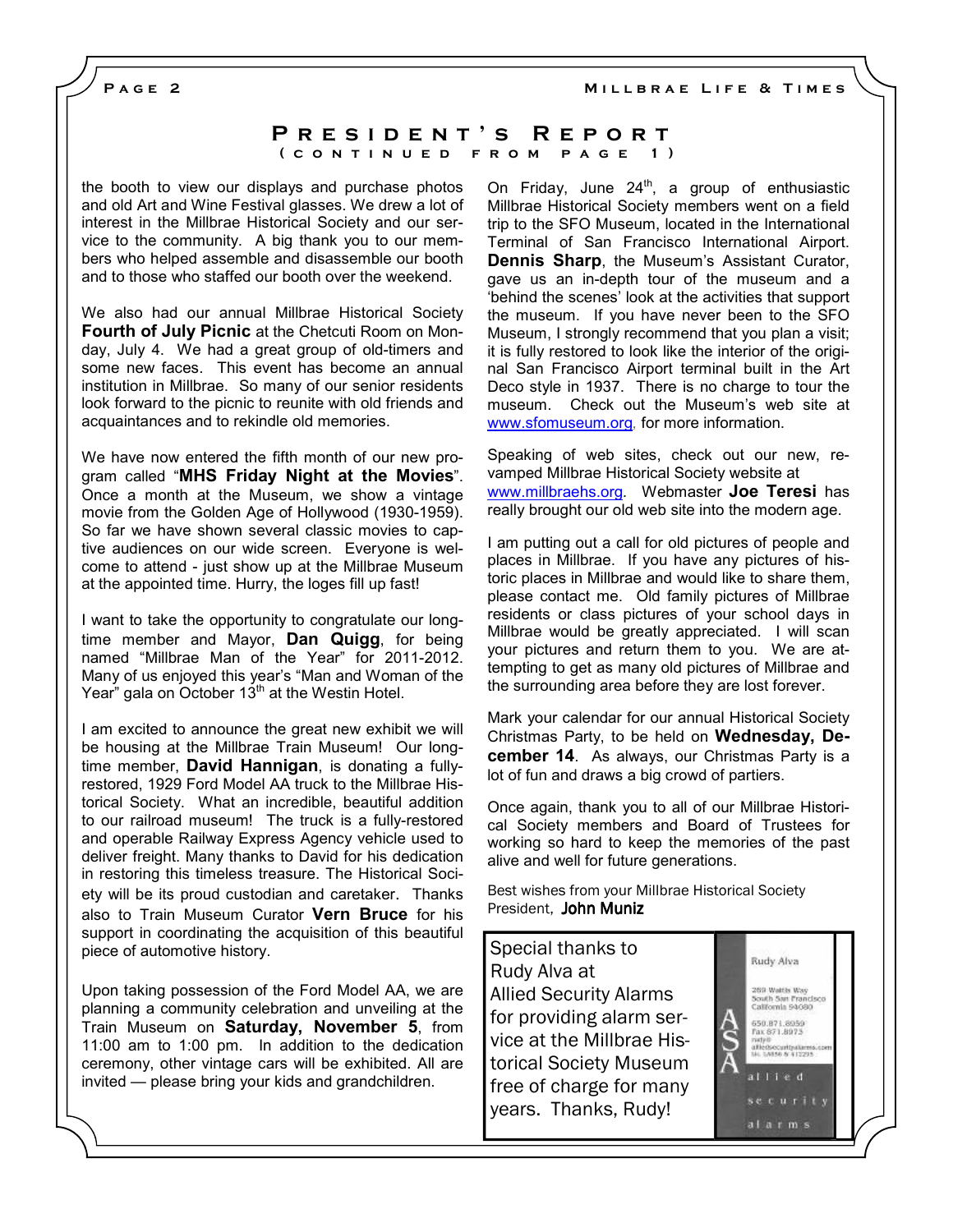## President's Report
### (continued from page 1)

the booth to view our displays and purchase photos and old Art and Wine Festival glasses. We drew a lot of interest in the Millbrae Historical Society and our service to the community. A big thank you to our members who helped assemble and disassemble our booth and to those who staffed our booth over the weekend.

We also had our annual Millbrae Historical Society **Fourth of July Picnic** at the Chetcuti Room on Monday, July 4. We had a great group of old-timers and some new faces. This event has become an annual institution in Millbrae. So many of our senior residents look forward to the picnic to reunite with old friends and acquaintances and to rekindle old memories.

We have now entered the fifth month of our new program called "**MHS Friday Night at the Movies**". Once a month at the Museum, we show a vintage movie from the Golden Age of Hollywood (1930-1959). So far we have shown several classic movies to captive audiences on our wide screen. Everyone is welcome to attend - just show up at the Millbrae Museum at the appointed time. Hurry, the loges fill up fast!

I want to take the opportunity to congratulate our longtime member and Mayor, **Dan Quigg**, for being named "Millbrae Man of the Year" for 2011-2012. Many of us enjoyed this year's "Man and Woman of the Year" gala on October 13th at the Westin Hotel.

I am excited to announce the great new exhibit we will be housing at the Millbrae Train Museum! Our longtime member, **David Hannigan**, is donating a fully-restored, 1929 Ford Model AA truck to the Millbrae Historical Society. What an incredible, beautiful addition to our railroad museum! The truck is a fully-restored and operable Railway Express Agency vehicle used to deliver freight. Many thanks to David for his dedication in restoring this timeless treasure. The Historical Society will be its proud custodian and caretaker. Thanks also to Train Museum Curator **Vern Bruce** for his support in coordinating the acquisition of this beautiful piece of automotive history.

Upon taking possession of the Ford Model AA, we are planning a community celebration and unveiling at the Train Museum on **Saturday, November 5**, from 11:00 am to 1:00 pm. In addition to the dedication ceremony, other vintage cars will be exhibited. All are invited — please bring your kids and grandchildren.

On Friday, June 24th, a group of enthusiastic Millbrae Historical Society members went on a field trip to the SFO Museum, located in the International Terminal of San Francisco International Airport. **Dennis Sharp**, the Museum's Assistant Curator, gave us an in-depth tour of the museum and a 'behind the scenes' look at the activities that support the museum. If you have never been to the SFO Museum, I strongly recommend that you plan a visit; it is fully restored to look like the interior of the original San Francisco Airport terminal built in the Art Deco style in 1937. There is no charge to tour the museum. Check out the Museum's web site at www.sfomuseum.org, for more information.

Speaking of web sites, check out our new, revamped Millbrae Historical Society website at www.millbraehs.org. Webmaster **Joe Teresi** has really brought our old web site into the modern age.

I am putting out a call for old pictures of people and places in Millbrae. If you have any pictures of historic places in Millbrae and would like to share them, please contact me. Old family pictures of Millbrae residents or class pictures of your school days in Millbrae would be greatly appreciated. I will scan your pictures and return them to you. We are attempting to get as many old pictures of Millbrae and the surrounding area before they are lost forever.

Mark your calendar for our annual Historical Society Christmas Party, to be held on **Wednesday, December 14**. As always, our Christmas Party is a lot of fun and draws a big crowd of partiers.

Once again, thank you to all of our Millbrae Historical Society members and Board of Trustees for working so hard to keep the memories of the past alive and well for future generations.

Best wishes from your Millbrae Historical Society President, **John Muniz**

Special thanks to Rudy Alva at Allied Security Alarms for providing alarm service at the Millbrae Historical Society Museum free of charge for many years. Thanks, Rudy!

Rudy Alva
289 Wattis Way
South San Francisco
California 94080
650.871.8950
Fax 871.8973
rudy@
alliedsecurityalarms.com
Lic. LA856 & 112295

ASA allied security alarms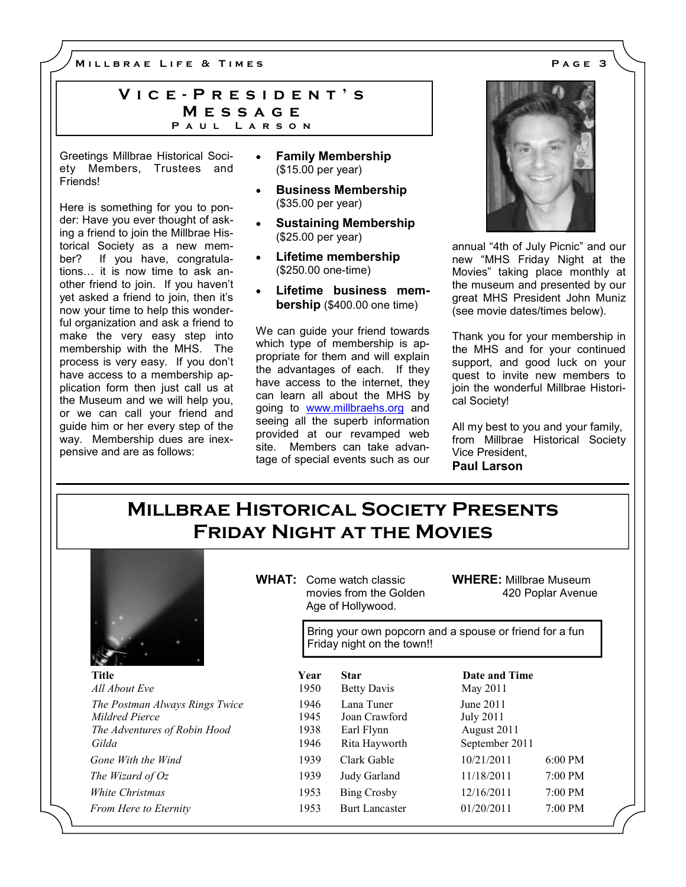## Vice-President's Message

### Paul Larson

Greetings Millbrae Historical Society Members, Trustees and Friends!

Here is something for you to ponder: Have you ever thought of asking a friend to join the Millbrae Historical Society as a new member? If you have, congratulations… it is now time to ask another friend to join. If you haven't yet asked a friend to join, then it's now your time to help this wonderful organization and ask a friend to make the very easy step into membership with the MHS. The process is very easy. If you don't have access to a membership application form then just call us at the Museum and we will help you, or we can call your friend and guide him or her every step of the way. Membership dues are inexpensive and are as follows:

- **Family Membership** ($15.00 per year)
- **Business Membership** ($35.00 per year)
- **Sustaining Membership** ($25.00 per year)
- **Lifetime membership** ($250.00 one-time)
- **Lifetime business membership** ($400.00 one time)

We can guide your friend towards which type of membership is appropriate for them and will explain the advantages of each. If they have access to the internet, they can learn all about the MHS by going to www.millbraehs.org and seeing all the superb information provided at our revamped web site. Members can take advantage of special events such as our annual "4th of July Picnic" and our new "MHS Friday Night at the Movies" taking place monthly at the museum and presented by our great MHS President John Muniz (see movie dates/times below).

Thank you for your membership in the MHS and for your continued support, and good luck on your quest to invite new members to join the wonderful Millbrae Historical Society!

All my best to you and your family, from Millbrae Historical Society Vice President,
**Paul Larson**

## Millbrae Historical Society Presents Friday Night at the Movies

**WHAT:** Come watch classic movies from the Golden Age of Hollywood.

**WHERE:** Millbrae Museum 420 Poplar Avenue

Bring your own popcorn and a spouse or friend for a fun Friday night on the town!!

| Title | Year | Star | Date and Time | |
|---|---|---|---|---|
| *All About Eve* | 1950 | Betty Davis | May 2011 | |
| *The Postman Always Rings Twice* | 1946 | Lana Tuner | June 2011 | |
| *Mildred Pierce* | 1945 | Joan Crawford | July 2011 | |
| *The Adventures of Robin Hood* | 1938 | Earl Flynn | August 2011 | |
| *Gilda* | 1946 | Rita Hayworth | September 2011 | |
| *Gone With the Wind* | 1939 | Clark Gable | 10/21/2011 | 6:00 PM |
| *The Wizard of Oz* | 1939 | Judy Garland | 11/18/2011 | 7:00 PM |
| *White Christmas* | 1953 | Bing Crosby | 12/16/2011 | 7:00 PM |
| *From Here to Eternity* | 1953 | Burt Lancaster | 01/20/2011 | 7:00 PM |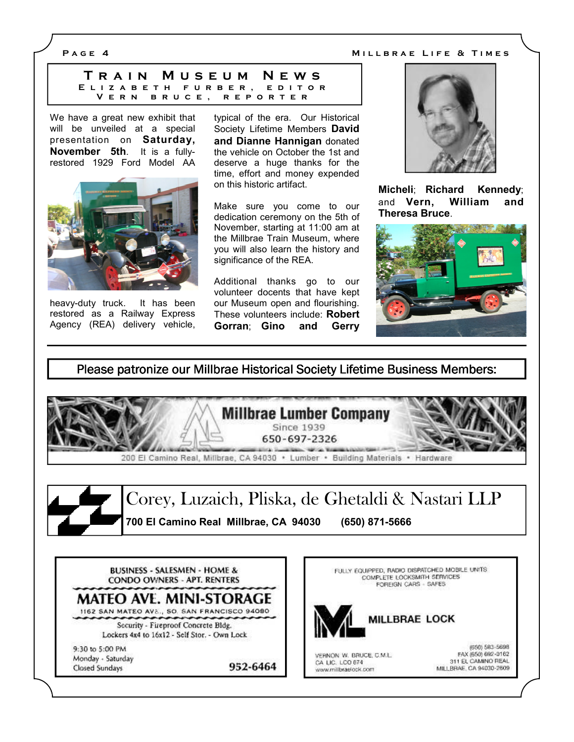## Train Museum News

**Elizabeth Furber, Editor**
**Vern Bruce, Reporter**

We have a great new exhibit that will be unveiled at a special presentation on **Saturday, November 5th**. It is a fully-restored 1929 Ford Model AA heavy-duty truck. It has been restored as a Railway Express Agency (REA) delivery vehicle, typical of the era. Our Historical Society Lifetime Members **David and Dianne Hannigan** donated the vehicle on October the 1st and deserve a huge thanks for the time, effort and money expended on this historic artifact.

Make sure you come to our dedication ceremony on the 5th of November, starting at 11:00 am at the Millbrae Train Museum, where you will also learn the history and significance of the REA.

Additional thanks go to our volunteer docents that have kept our Museum open and flourishing. These volunteers include: **Robert Gorran**; **Gino and Gerry Micheli**; **Richard Kennedy**; and **Vern, William and Theresa Bruce**.

---

**Please patronize our Millbrae Historical Society Lifetime Business Members:**

**Millbrae Lumber Company**
Since 1939
650-697-2326
200 El Camino Real, Millbrae, CA 94030 • Lumber • Building Materials • Hardware

**Corey, Luzaich, Pliska, de Ghetaldi & Nastari LLP**
**700 El Camino Real Millbrae, CA 94030 (650) 871-5666**

BUSINESS - SALESMEN - HOME & CONDO OWNERS - APT. RENTERS
**MATEO AVE. MINI-STORAGE**
1162 SAN MATEO AVE., SO. SAN FRANCISCO 94080
Security - Fireproof Concrete Bldg.
Lockers 4x4 to 16x12 - Self Stor. - Own Lock
9:30 to 5:00 PM
Monday - Saturday
Closed Sundays
**952-6464**

FULLY EQUIPPED, RADIO DISPATCHED MOBILE UNITS
COMPLETE LOCKSMITH SERVICES
FOREIGN CARS - SAFES
**MILLBRAE LOCK**
VERNON W. BRUCE, C.M.L.
CA LIC. LCO 674
www.millbraelock.com
(650) 583-5698
FAX (650) 692-0162
311 EL CAMINO REAL
MILLBRAE, CA 94030-2609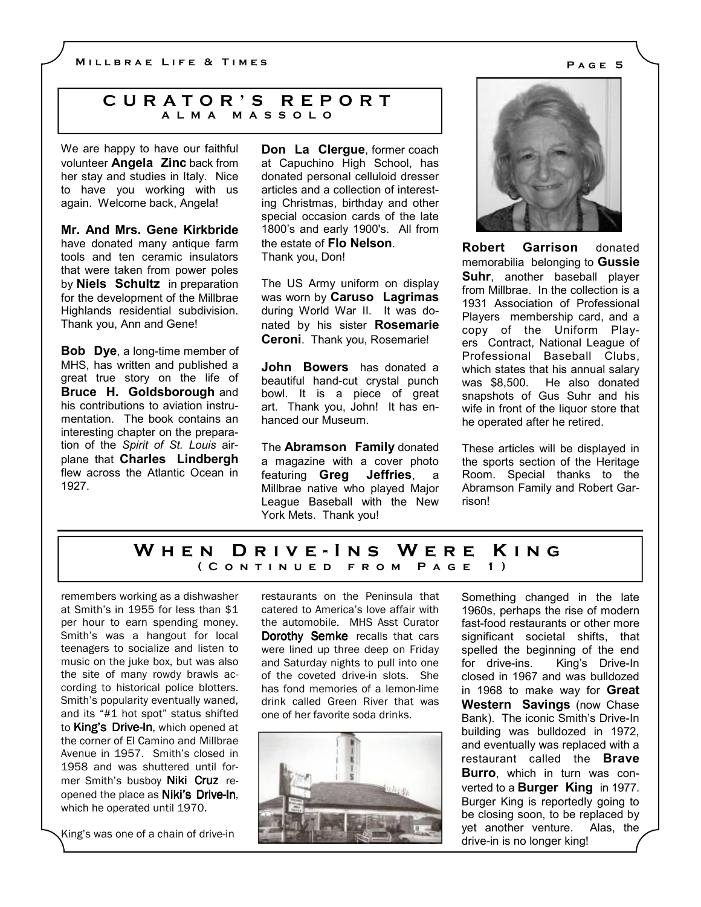## CURATOR'S REPORT

### ALMA MASSOLO

We are happy to have our faithful volunteer **Angela Zinc** back from her stay and studies in Italy. Nice to have you working with us again. Welcome back, Angela!

**Mr. And Mrs. Gene Kirkbride** have donated many antique farm tools and ten ceramic insulators that were taken from power poles by **Niels Schultz** in preparation for the development of the Millbrae Highlands residential subdivision. Thank you, Ann and Gene!

**Bob Dye**, a long-time member of MHS, has written and published a great true story on the life of **Bruce H. Goldsborough** and his contributions to aviation instrumentation. The book contains an interesting chapter on the preparation of the *Spirit of St. Louis* airplane that **Charles Lindbergh** flew across the Atlantic Ocean in 1927.

**Don La Clergue**, former coach at Capuchino High School, has donated personal celluloid dresser articles and a collection of interesting Christmas, birthday and other special occasion cards of the late 1800's and early 1900's. All from the estate of **Flo Nelson**. Thank you, Don!

The US Army uniform on display was worn by **Caruso Lagrimas** during World War II. It was donated by his sister **Rosemarie Ceroni**. Thank you, Rosemarie!

**John Bowers** has donated a beautiful hand-cut crystal punch bowl. It is a piece of great art. Thank you, John! It has enhanced our Museum.

The **Abramson Family** donated a magazine with a cover photo featuring **Greg Jeffries**, a Millbrae native who played Major League Baseball with the New York Mets. Thank you!

**Robert Garrison** donated memorabilia belonging to **Gussie Suhr**, another baseball player from Millbrae. In the collection is a 1931 Association of Professional Players membership card, and a copy of the Uniform Players Contract, National League of Professional Baseball Clubs, which states that his annual salary was $8,500. He also donated snapshots of Gus Suhr and his wife in front of the liquor store that he operated after he retired.

These articles will be displayed in the sports section of the Heritage Room. Special thanks to the Abramson Family and Robert Garrison!

## WHEN DRIVE-INS WERE KING

### (CONTINUED FROM PAGE 1)

remembers working as a dishwasher at Smith's in 1955 for less than $1 per hour to earn spending money. Smith's was a hangout for local teenagers to socialize and listen to music on the juke box, but was also the site of many rowdy brawls according to historical police blotters. Smith's popularity eventually waned, and its "#1 hot spot" status shifted to **King's Drive-In**, which opened at the corner of El Camino and Millbrae Avenue in 1957. Smith's closed in 1958 and was shuttered until former Smith's busboy **Niki Cruz** reopened the place as **Niki's Drive-In**, which he operated until 1970.

King's was one of a chain of drive-in restaurants on the Peninsula that catered to America's love affair with the automobile. MHS Asst Curator **Dorothy Semke** recalls that cars were lined up three deep on Friday and Saturday nights to pull into one of the coveted drive-in slots. She has fond memories of a lemon-lime drink called Green River that was one of her favorite soda drinks.

Something changed in the late 1960s, perhaps the rise of modern fast-food restaurants or other more significant societal shifts, that spelled the beginning of the end for drive-ins. King's Drive-In closed in 1967 and was bulldozed in 1968 to make way for **Great Western Savings** (now Chase Bank). The iconic Smith's Drive-In building was bulldozed in 1972, and eventually was replaced with a restaurant called the **Brave Burro**, which in turn was converted to a **Burger King** in 1977. Burger King is reportedly going to be closing soon, to be replaced by yet another venture. Alas, the drive-in is no longer king!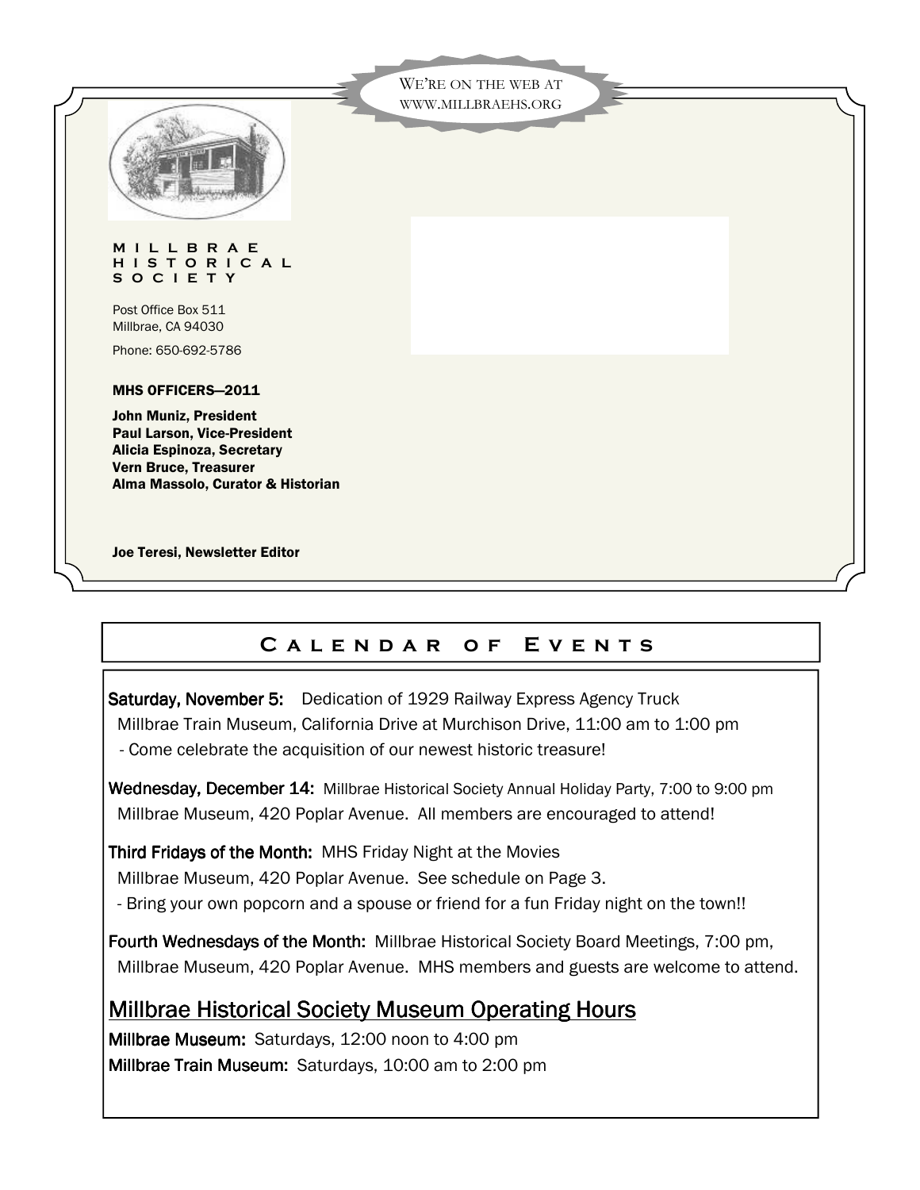WE'RE ON THE WEB AT
WWW.MILLBRAEHS.ORG

**MILLBRAE HISTORICAL SOCIETY**

Post Office Box 511
Millbrae, CA 94030

Phone: 650-692-5786

**MHS OFFICERS—2011**

**John Muniz, President**
**Paul Larson, Vice-President**
**Alicia Espinoza, Secretary**
**Vern Bruce, Treasurer**
**Alma Massolo, Curator & Historian**

**Joe Teresi, Newsletter Editor**

## Calendar of Events

**Saturday, November 5:** Dedication of 1929 Railway Express Agency Truck
Millbrae Train Museum, California Drive at Murchison Drive, 11:00 am to 1:00 pm
- Come celebrate the acquisition of our newest historic treasure!

**Wednesday, December 14:** Millbrae Historical Society Annual Holiday Party, 7:00 to 9:00 pm
Millbrae Museum, 420 Poplar Avenue. All members are encouraged to attend!

**Third Fridays of the Month:** MHS Friday Night at the Movies
Millbrae Museum, 420 Poplar Avenue. See schedule on Page 3.
- Bring your own popcorn and a spouse or friend for a fun Friday night on the town!!

**Fourth Wednesdays of the Month:** Millbrae Historical Society Board Meetings, 7:00 pm,
Millbrae Museum, 420 Poplar Avenue. MHS members and guests are welcome to attend.

## Millbrae Historical Society Museum Operating Hours

**Millbrae Museum:** Saturdays, 12:00 noon to 4:00 pm
**Millbrae Train Museum:** Saturdays, 10:00 am to 2:00 pm